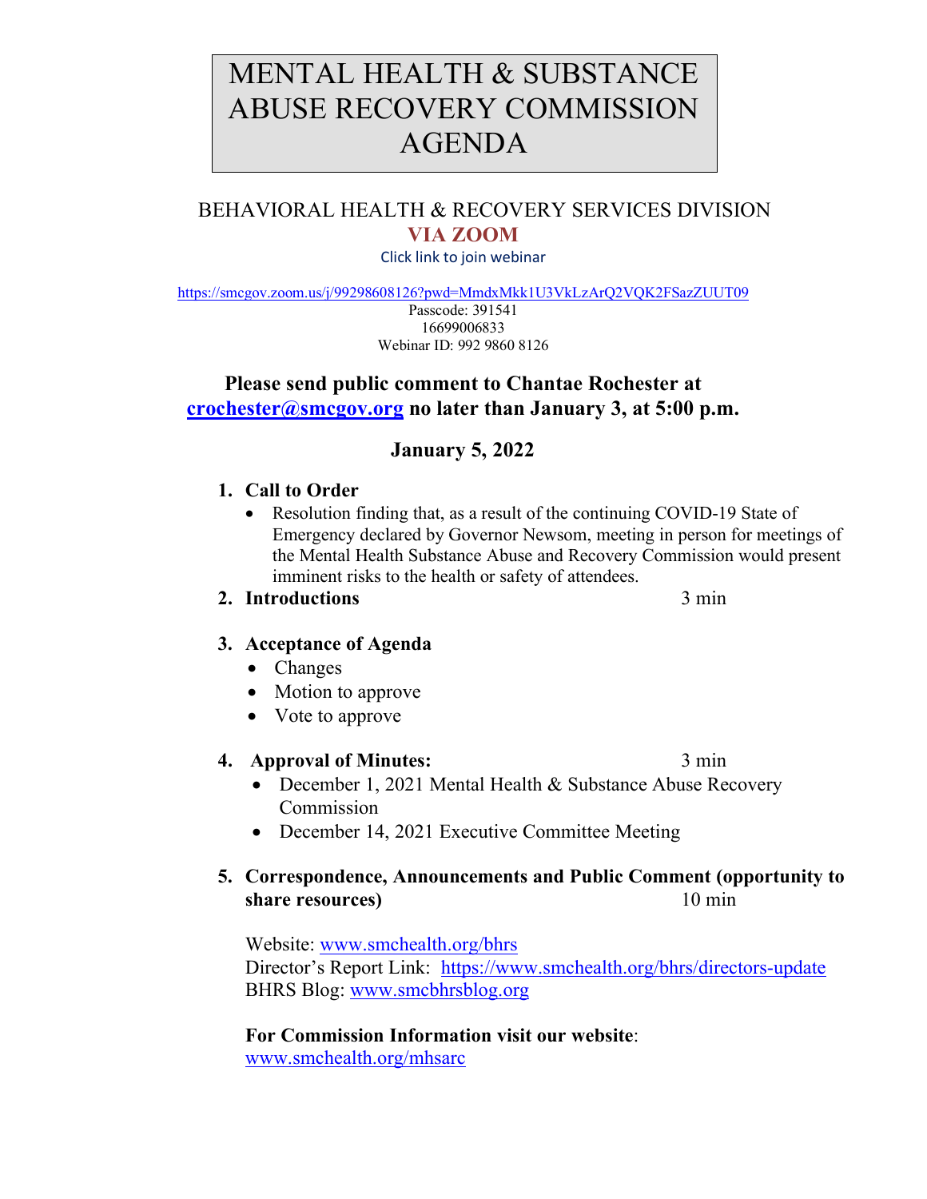# MENTAL HEALTH & SUBSTANCE ABUSE RECOVERY COMMISSION AGENDA

## BEHAVIORAL HEALTH & RECOVERY SERVICES DIVISION

**VIA ZOOM**

Click link to join webinar

https://smcgov.zoom.us/j/99298608126?pwd=MmdxMkk1U3VkLzArQ2VQK2FSazZUUT09

Passcode: 391541

16699006833

Webinar ID: 992 9860 8126

**Please send public comment to Chantae Rochester at crochester@smcgov.org no later than January 3, at 5:00 p.m.**

**January 5, 2022**

1. **Call to Order**
    - Resolution finding that, as a result of the continuing COVID-19 State of Emergency declared by Governor Newsom, meeting in person for meetings of the Mental Health Substance Abuse and Recovery Commission would present imminent risks to the health or safety of attendees.
2. **Introductions** 3 min
3. **Acceptance of Agenda**
    - Changes
    - Motion to approve
    - Vote to approve
4. **Approval of Minutes:** 3 min
    - December 1, 2021 Mental Health & Substance Abuse Recovery Commission
    - December 14, 2021 Executive Committee Meeting
5. **Correspondence, Announcements and Public Comment (opportunity to share resources)** 10 min

   Website: www.smchealth.org/bhrs
   Director's Report Link: https://www.smchealth.org/bhrs/directors-update
   BHRS Blog: www.smcbhrsblog.org

   **For Commission Information visit our website**:
   www.smchealth.org/mhsarc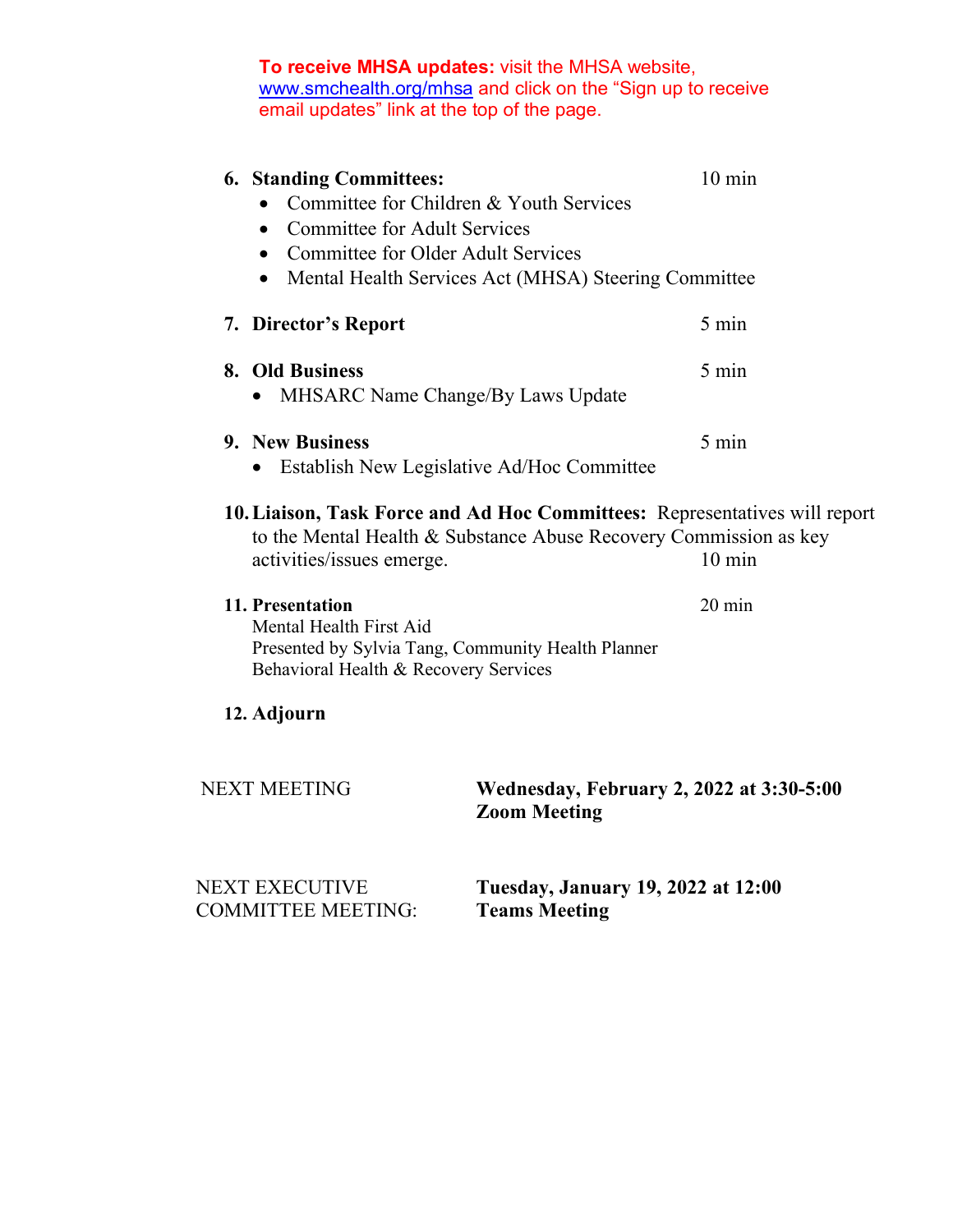**To receive MHSA updates:** visit the MHSA website, www.smchealth.org/mhsa and click on the "Sign up to receive email updates" link at the top of the page.

6. **Standing Committees:** 10 min
   - Committee for Children & Youth Services
   - Committee for Adult Services
   - Committee for Older Adult Services
   - Mental Health Services Act (MHSA) Steering Committee

7. **Director's Report** 5 min

8. **Old Business** 5 min
   - MHSARC Name Change/By Laws Update

9. **New Business** 5 min
   - Establish New Legislative Ad/Hoc Committee

10. **Liaison, Task Force and Ad Hoc Committees:** Representatives will report to the Mental Health & Substance Abuse Recovery Commission as key activities/issues emerge. 10 min

11. **Presentation** 20 min
    Mental Health First Aid
    Presented by Sylvia Tang, Community Health Planner
    Behavioral Health & Recovery Services

12. **Adjourn**

NEXT MEETING **Wednesday, February 2, 2022 at 3:30-5:00**
**Zoom Meeting**

NEXT EXECUTIVE COMMITTEE MEETING: **Tuesday, January 19, 2022 at 12:00**
**Teams Meeting**